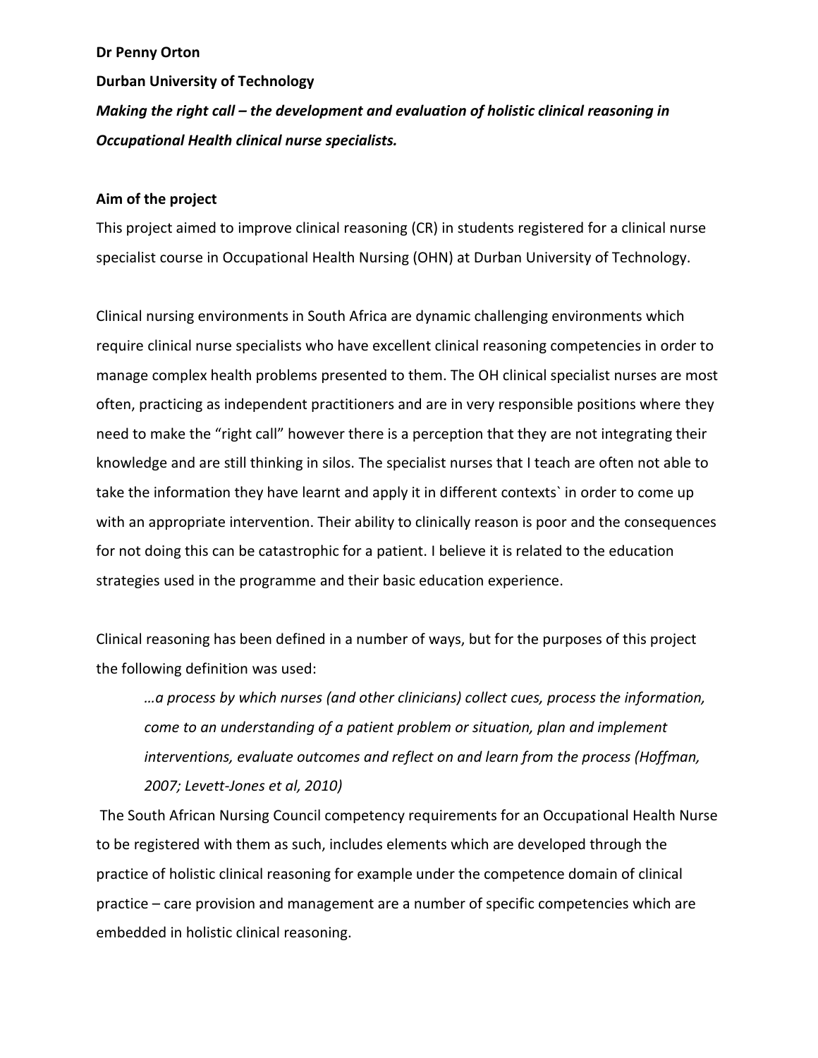**Dr Penny Orton**

**Durban University of Technology**

***Making the right call – the development and evaluation of holistic clinical reasoning in Occupational Health clinical nurse specialists.***

## Aim of the project

This project aimed to improve clinical reasoning (CR) in students registered for a clinical nurse specialist course in Occupational Health Nursing (OHN) at Durban University of Technology.

Clinical nursing environments in South Africa are dynamic challenging environments which require clinical nurse specialists who have excellent clinical reasoning competencies in order to manage complex health problems presented to them. The OH clinical specialist nurses are most often, practicing as independent practitioners and are in very responsible positions where they need to make the "right call" however there is a perception that they are not integrating their knowledge and are still thinking in silos. The specialist nurses that I teach are often not able to take the information they have learnt and apply it in different contexts` in order to come up with an appropriate intervention. Their ability to clinically reason is poor and the consequences for not doing this can be catastrophic for a patient. I believe it is related to the education strategies used in the programme and their basic education experience.

Clinical reasoning has been defined in a number of ways, but for the purposes of this project the following definition was used:

> *…a process by which nurses (and other clinicians) collect cues, process the information, come to an understanding of a patient problem or situation, plan and implement interventions, evaluate outcomes and reflect on and learn from the process (Hoffman, 2007; Levett-Jones et al, 2010)*

The South African Nursing Council competency requirements for an Occupational Health Nurse to be registered with them as such, includes elements which are developed through the practice of holistic clinical reasoning for example under the competence domain of clinical practice – care provision and management are a number of specific competencies which are embedded in holistic clinical reasoning.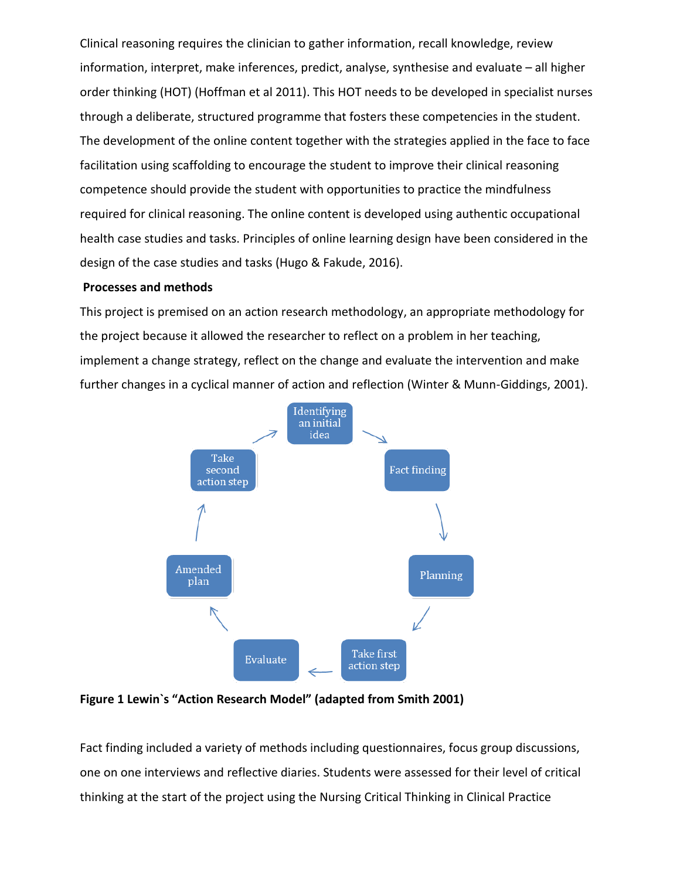Clinical reasoning requires the clinician to gather information, recall knowledge, review information, interpret, make inferences, predict, analyse, synthesise and evaluate – all higher order thinking (HOT) (Hoffman et al 2011). This HOT needs to be developed in specialist nurses through a deliberate, structured programme that fosters these competencies in the student. The development of the online content together with the strategies applied in the face to face facilitation using scaffolding to encourage the student to improve their clinical reasoning competence should provide the student with opportunities to practice the mindfulness required for clinical reasoning. The online content is developed using authentic occupational health case studies and tasks. Principles of online learning design have been considered in the design of the case studies and tasks (Hugo & Fakude, 2016).

**Processes and methods**

This project is premised on an action research methodology, an appropriate methodology for the project because it allowed the researcher to reflect on a problem in her teaching, implement a change strategy, reflect on the change and evaluate the intervention and make further changes in a cyclical manner of action and reflection (Winter & Munn-Giddings, 2001).

Identifying an initial idea → Fact finding → Planning → Take first action step → Evaluate → Amended plan → Take second action step → Identifying an initial idea

**Figure 1 Lewin`s "Action Research Model" (adapted from Smith 2001)**

Fact finding included a variety of methods including questionnaires, focus group discussions, one on one interviews and reflective diaries. Students were assessed for their level of critical thinking at the start of the project using the Nursing Critical Thinking in Clinical Practice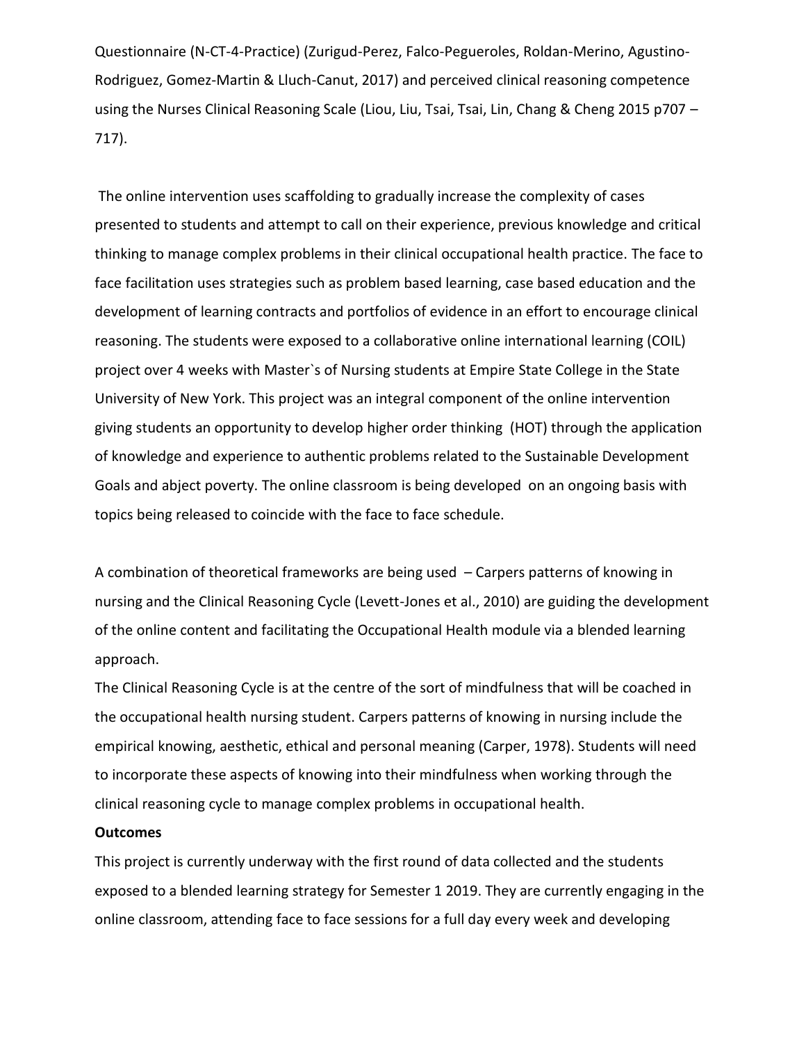Questionnaire (N-CT-4-Practice) (Zurigud-Perez, Falco-Pegueroles, Roldan-Merino, Agustino-Rodriguez, Gomez-Martin & Lluch-Canut, 2017) and perceived clinical reasoning competence using the Nurses Clinical Reasoning Scale (Liou, Liu, Tsai, Tsai, Lin, Chang & Cheng 2015 p707 – 717).

The online intervention uses scaffolding to gradually increase the complexity of cases presented to students and attempt to call on their experience, previous knowledge and critical thinking to manage complex problems in their clinical occupational health practice. The face to face facilitation uses strategies such as problem based learning, case based education and the development of learning contracts and portfolios of evidence in an effort to encourage clinical reasoning. The students were exposed to a collaborative online international learning (COIL) project over 4 weeks with Master`s of Nursing students at Empire State College in the State University of New York. This project was an integral component of the online intervention giving students an opportunity to develop higher order thinking (HOT) through the application of knowledge and experience to authentic problems related to the Sustainable Development Goals and abject poverty. The online classroom is being developed on an ongoing basis with topics being released to coincide with the face to face schedule.

A combination of theoretical frameworks are being used – Carpers patterns of knowing in nursing and the Clinical Reasoning Cycle (Levett-Jones et al., 2010) are guiding the development of the online content and facilitating the Occupational Health module via a blended learning approach.

The Clinical Reasoning Cycle is at the centre of the sort of mindfulness that will be coached in the occupational health nursing student. Carpers patterns of knowing in nursing include the empirical knowing, aesthetic, ethical and personal meaning (Carper, 1978). Students will need to incorporate these aspects of knowing into their mindfulness when working through the clinical reasoning cycle to manage complex problems in occupational health.

**Outcomes**

This project is currently underway with the first round of data collected and the students exposed to a blended learning strategy for Semester 1 2019. They are currently engaging in the online classroom, attending face to face sessions for a full day every week and developing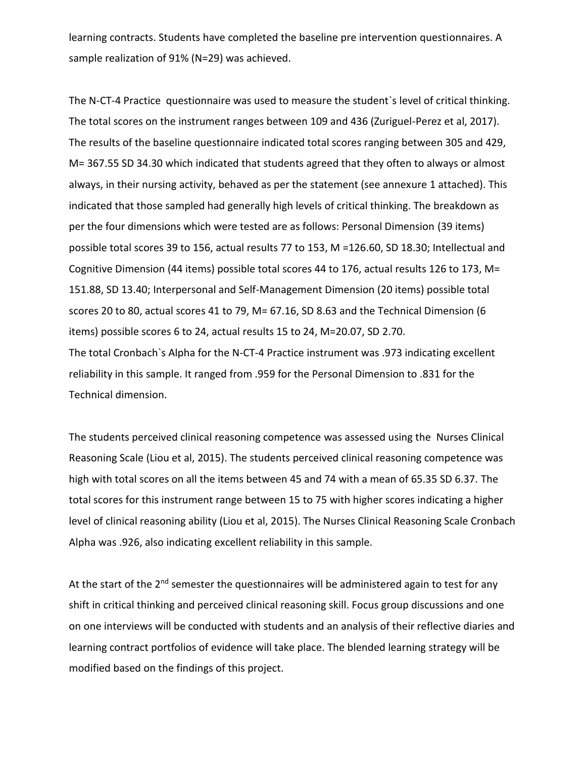learning contracts. Students have completed the baseline pre intervention questionnaires. A sample realization of 91% (N=29) was achieved.

The N-CT-4 Practice questionnaire was used to measure the student`s level of critical thinking. The total scores on the instrument ranges between 109 and 436 (Zuriguel-Perez et al, 2017). The results of the baseline questionnaire indicated total scores ranging between 305 and 429, M= 367.55 SD 34.30 which indicated that students agreed that they often to always or almost always, in their nursing activity, behaved as per the statement (see annexure 1 attached). This indicated that those sampled had generally high levels of critical thinking. The breakdown as per the four dimensions which were tested are as follows: Personal Dimension (39 items) possible total scores 39 to 156, actual results 77 to 153, M =126.60, SD 18.30; Intellectual and Cognitive Dimension (44 items) possible total scores 44 to 176, actual results 126 to 173, M= 151.88, SD 13.40; Interpersonal and Self-Management Dimension (20 items) possible total scores 20 to 80, actual scores 41 to 79, M= 67.16, SD 8.63 and the Technical Dimension (6 items) possible scores 6 to 24, actual results 15 to 24, M=20.07, SD 2.70.
The total Cronbach`s Alpha for the N-CT-4 Practice instrument was .973 indicating excellent reliability in this sample. It ranged from .959 for the Personal Dimension to .831 for the Technical dimension.

The students perceived clinical reasoning competence was assessed using the Nurses Clinical Reasoning Scale (Liou et al, 2015). The students perceived clinical reasoning competence was high with total scores on all the items between 45 and 74 with a mean of 65.35 SD 6.37. The total scores for this instrument range between 15 to 75 with higher scores indicating a higher level of clinical reasoning ability (Liou et al, 2015). The Nurses Clinical Reasoning Scale Cronbach Alpha was .926, also indicating excellent reliability in this sample.

At the start of the 2nd semester the questionnaires will be administered again to test for any shift in critical thinking and perceived clinical reasoning skill. Focus group discussions and one on one interviews will be conducted with students and an analysis of their reflective diaries and learning contract portfolios of evidence will take place. The blended learning strategy will be modified based on the findings of this project.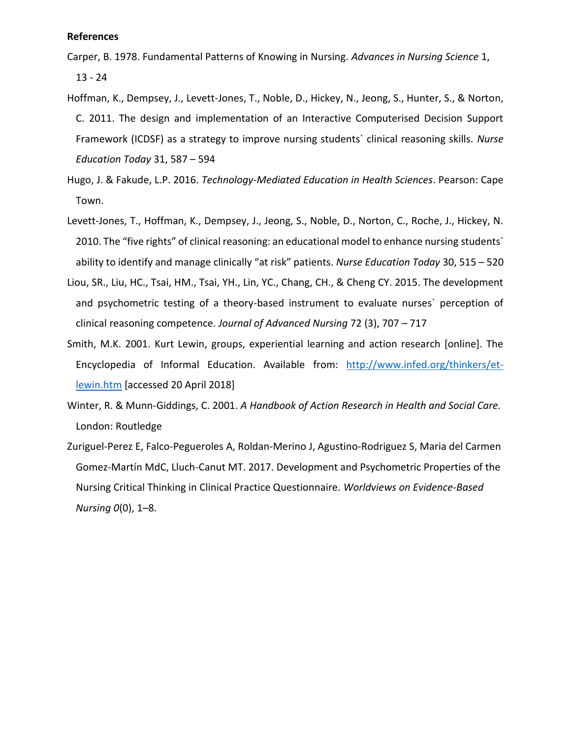**References**

Carper, B. 1978. Fundamental Patterns of Knowing in Nursing. *Advances in Nursing Science* 1, 13 - 24

Hoffman, K., Dempsey, J., Levett-Jones, T., Noble, D., Hickey, N., Jeong, S., Hunter, S., & Norton, C. 2011. The design and implementation of an Interactive Computerised Decision Support Framework (ICDSF) as a strategy to improve nursing students` clinical reasoning skills. *Nurse Education Today* 31, 587 – 594

Hugo, J. & Fakude, L.P. 2016. *Technology-Mediated Education in Health Sciences*. Pearson: Cape Town.

Levett-Jones, T., Hoffman, K., Dempsey, J., Jeong, S., Noble, D., Norton, C., Roche, J., Hickey, N. 2010. The "five rights" of clinical reasoning: an educational model to enhance nursing students` ability to identify and manage clinically "at risk" patients. *Nurse Education Today* 30, 515 – 520

Liou, SR., Liu, HC., Tsai, HM., Tsai, YH., Lin, YC., Chang, CH., & Cheng CY. 2015. The development and psychometric testing of a theory-based instrument to evaluate nurses` perception of clinical reasoning competence. *Journal of Advanced Nursing* 72 (3), 707 – 717

Smith, M.K. 2001. Kurt Lewin, groups, experiential learning and action research [online]. The Encyclopedia of Informal Education. Available from: [http://www.infed.org/thinkers/et-lewin.htm](http://www.infed.org/thinkers/et-lewin.htm) [accessed 20 April 2018]

Winter, R. & Munn-Giddings, C. 2001. *A Handbook of Action Research in Health and Social Care.* London: Routledge

Zuriguel-Perez E, Falco-Pegueroles A, Roldan-Merino J, Agustino-Rodriguez S, Maria del Carmen Gomez-Martín MdC, Lluch-Canut MT. 2017. Development and Psychometric Properties of the Nursing Critical Thinking in Clinical Practice Questionnaire. *Worldviews on Evidence-Based Nursing 0*(0), 1–8.